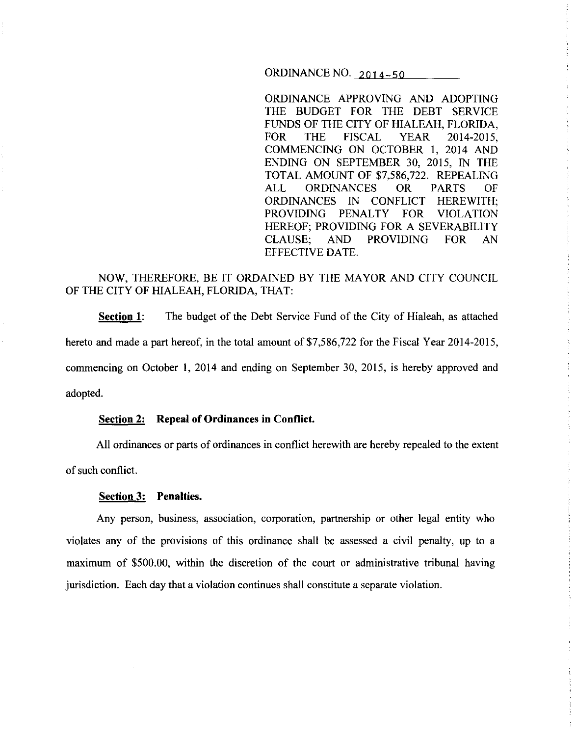ORDINANCE NO. 2014-50

ORDINANCE APPROVING AND ADOPTING THE BUDGET FOR THE DEBT SERVICE FUNDS OF THE CITY OF HIALEAH, FLORIDA, FOR THE FISCAL YEAR 2014-2015, COMMENCING ON OCTOBER 1, 2014 AND ENDING ON SEPTEMBER 30, 2015, IN THE TOTAL AMOUNT OF $7,586,722. REPEALING ALL ORDINANCES OR PARTS OF ORDINANCES IN CONFLICT HEREWITH; PROVIDING PENALTY FOR VIOLATION HEREOF; PROVIDING FOR A SEVERABILITY CLAUSE; AND PROVIDING FOR AN EFFECTIVE DATE.

NOW, THEREFORE, BE IT ORDAINED BY THE MAYOR AND CITY COUNCIL OF THE CITY OF HIALEAH, FLORIDA, THAT:

**Section 1:** The budget of the Debt Service Fund of the City of Hialeah, as attached hereto and made a part hereof, in the total amount of $7,586,722 for the Fiscal Year 2014-2015, commencing on October 1, 2014 and ending on September 30, 2015, is hereby approved and adopted.

**Section 2: Repeal of Ordinances in Conflict.**

All ordinances or parts of ordinances in conflict herewith are hereby repealed to the extent of such conflict.

**Section 3: Penalties.**

Any person, business, association, corporation, partnership or other legal entity who violates any of the provisions of this ordinance shall be assessed a civil penalty, up to a maximum of $500.00, within the discretion of the court or administrative tribunal having jurisdiction. Each day that a violation continues shall constitute a separate violation.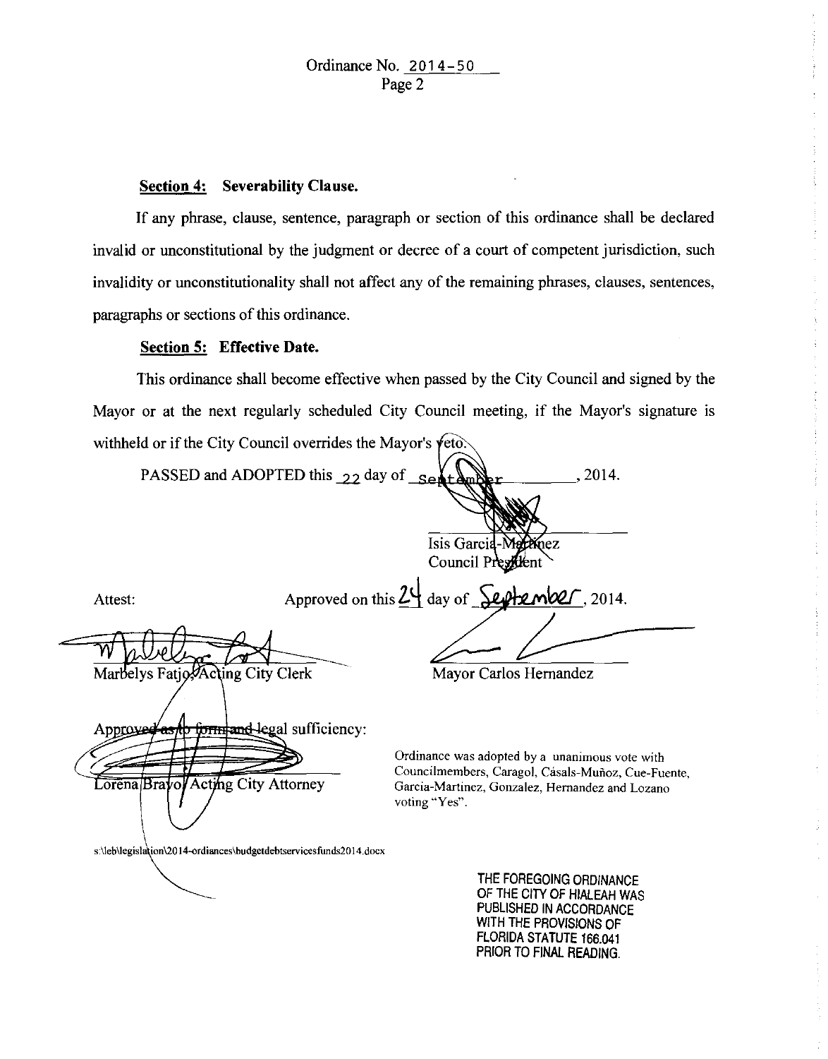Ordinance No. 2014-50

**Section 4: Severability Clause.**

If any phrase, clause, sentence, paragraph or section of this ordinance shall be declared invalid or unconstitutional by the judgment or decree of a court of competent jurisdiction, such invalidity or unconstitutionality shall not affect any of the remaining phrases, clauses, sentences, paragraphs or sections of this ordinance.

**Section 5: Effective Date.**

This ordinance shall become effective when passed by the City Council and signed by the Mayor or at the next regularly scheduled City Council meeting, if the Mayor's signature is withheld or if the City Council overrides the Mayor's veto.

PASSED and ADOPTED this 22 day of September, 2014.

Isis Garcia-Martinez
Council President

Attest:

Approved on this 24 day of September, 2014.

Marbelys Fatjo, Acting City Clerk

Mayor Carlos Hernandez

Approved as to form and legal sufficiency:

Lorena Bravo, Acting City Attorney

Ordinance was adopted by a unanimous vote with Councilmembers, Caragol, Cásals-Muñoz, Cue-Fuente, Garcia-Martinez, Gonzalez, Hernandez and Lozano voting "Yes".

s:\leb\legislation\2014-ordiances\budgetdebtservicesfunds2014.docx

THE FOREGOING ORDINANCE OF THE CITY OF HIALEAH WAS PUBLISHED IN ACCORDANCE WITH THE PROVISIONS OF FLORIDA STATUTE 166.041 PRIOR TO FINAL READING.